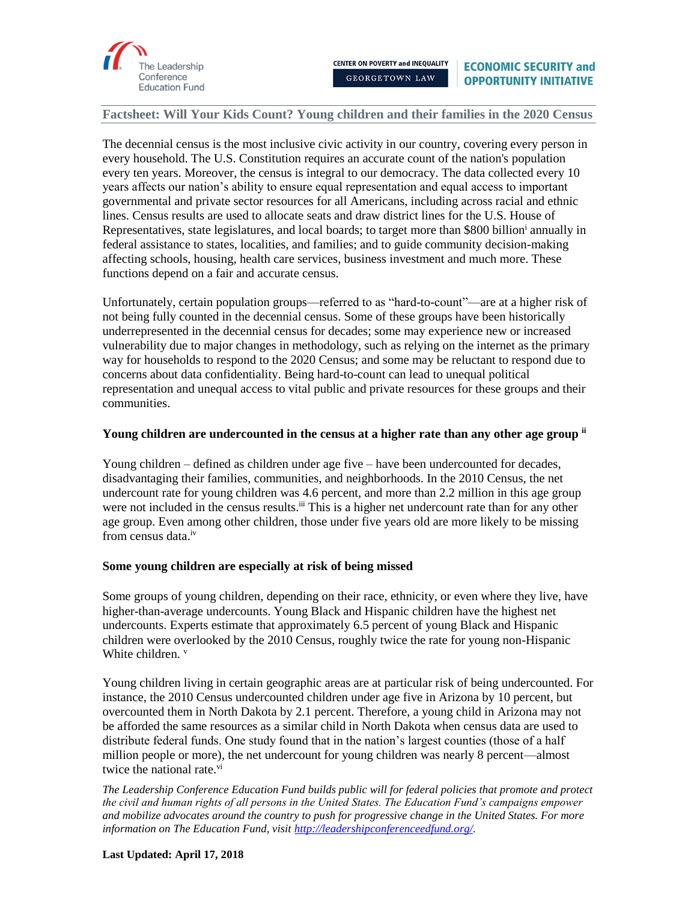The Leadership Conference Education Fund

CENTER ON POVERTY and INEQUALITY
GEORGETOWN LAW

ECONOMIC SECURITY and OPPORTUNITY INITIATIVE

## Factsheet: Will Your Kids Count? Young children and their families in the 2020 Census

The decennial census is the most inclusive civic activity in our country, covering every person in every household. The U.S. Constitution requires an accurate count of the nation's population every ten years. Moreover, the census is integral to our democracy. The data collected every 10 years affects our nation's ability to ensure equal representation and equal access to important governmental and private sector resources for all Americans, including across racial and ethnic lines. Census results are used to allocate seats and draw district lines for the U.S. House of Representatives, state legislatures, and local boards; to target more than $800 billion[i] annually in federal assistance to states, localities, and families; and to guide community decision-making affecting schools, housing, health care services, business investment and much more. These functions depend on a fair and accurate census.

Unfortunately, certain population groups—referred to as "hard-to-count"—are at a higher risk of not being fully counted in the decennial census. Some of these groups have been historically underrepresented in the decennial census for decades; some may experience new or increased vulnerability due to major changes in methodology, such as relying on the internet as the primary way for households to respond to the 2020 Census; and some may be reluctant to respond due to concerns about data confidentiality. Being hard-to-count can lead to unequal political representation and unequal access to vital public and private resources for these groups and their communities.

### Young children are undercounted in the census at a higher rate than any other age group [ii]

Young children – defined as children under age five – have been undercounted for decades, disadvantaging their families, communities, and neighborhoods. In the 2010 Census, the net undercount rate for young children was 4.6 percent, and more than 2.2 million in this age group were not included in the census results.[iii] This is a higher net undercount rate than for any other age group. Even among other children, those under five years old are more likely to be missing from census data.[iv]

### Some young children are especially at risk of being missed

Some groups of young children, depending on their race, ethnicity, or even where they live, have higher-than-average undercounts. Young Black and Hispanic children have the highest net undercounts. Experts estimate that approximately 6.5 percent of young Black and Hispanic children were overlooked by the 2010 Census, roughly twice the rate for young non-Hispanic White children. [v]

Young children living in certain geographic areas are at particular risk of being undercounted. For instance, the 2010 Census undercounted children under age five in Arizona by 10 percent, but overcounted them in North Dakota by 2.1 percent. Therefore, a young child in Arizona may not be afforded the same resources as a similar child in North Dakota when census data are used to distribute federal funds. One study found that in the nation's largest counties (those of a half million people or more), the net undercount for young children was nearly 8 percent—almost twice the national rate.[vi]

*The Leadership Conference Education Fund builds public will for federal policies that promote and protect the civil and human rights of all persons in the United States. The Education Fund's campaigns empower and mobilize advocates around the country to push for progressive change in the United States. For more information on The Education Fund, visit http://leadershipconferenceedfund.org/.*

**Last Updated: April 17, 2018**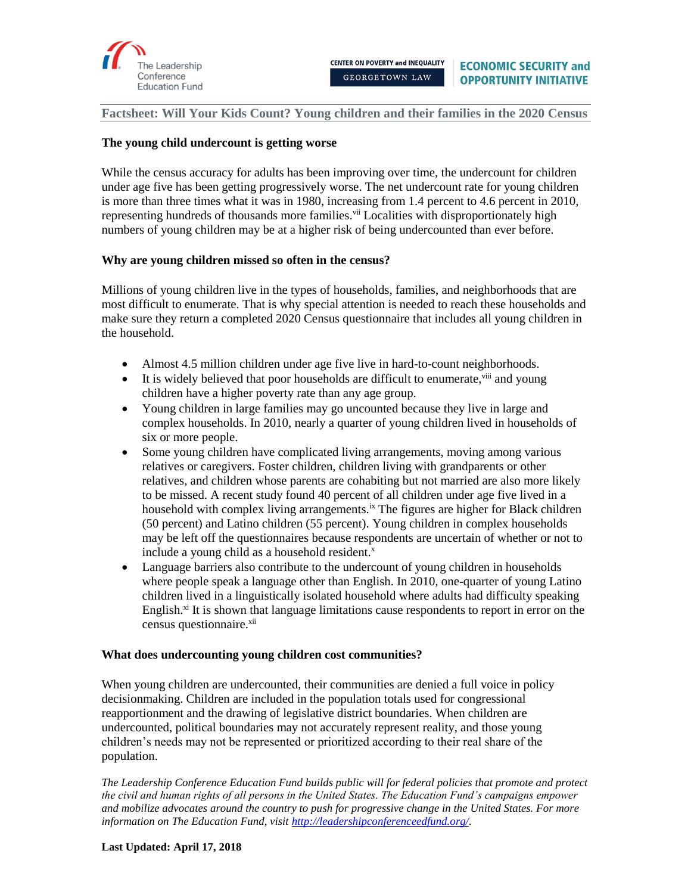**Factsheet: Will Your Kids Count? Young children and their families in the 2020 Census**

### The young child undercount is getting worse

While the census accuracy for adults has been improving over time, the undercount for children under age five has been getting progressively worse. The net undercount rate for young children is more than three times what it was in 1980, increasing from 1.4 percent to 4.6 percent in 2010, representing hundreds of thousands more families.[vii] Localities with disproportionately high numbers of young children may be at a higher risk of being undercounted than ever before.

### Why are young children missed so often in the census?

Millions of young children live in the types of households, families, and neighborhoods that are most difficult to enumerate. That is why special attention is needed to reach these households and make sure they return a completed 2020 Census questionnaire that includes all young children in the household.

- Almost 4.5 million children under age five live in hard-to-count neighborhoods.
- It is widely believed that poor households are difficult to enumerate,[viii] and young children have a higher poverty rate than any age group.
- Young children in large families may go uncounted because they live in large and complex households. In 2010, nearly a quarter of young children lived in households of six or more people.
- Some young children have complicated living arrangements, moving among various relatives or caregivers. Foster children, children living with grandparents or other relatives, and children whose parents are cohabiting but not married are also more likely to be missed. A recent study found 40 percent of all children under age five lived in a household with complex living arrangements.[ix] The figures are higher for Black children (50 percent) and Latino children (55 percent). Young children in complex households may be left off the questionnaires because respondents are uncertain of whether or not to include a young child as a household resident.[x]
- Language barriers also contribute to the undercount of young children in households where people speak a language other than English. In 2010, one-quarter of young Latino children lived in a linguistically isolated household where adults had difficulty speaking English.[xi] It is shown that language limitations cause respondents to report in error on the census questionnaire.[xii]

### What does undercounting young children cost communities?

When young children are undercounted, their communities are denied a full voice in policy decisionmaking. Children are included in the population totals used for congressional reapportionment and the drawing of legislative district boundaries. When children are undercounted, political boundaries may not accurately represent reality, and those young children's needs may not be represented or prioritized according to their real share of the population.

*The Leadership Conference Education Fund builds public will for federal policies that promote and protect the civil and human rights of all persons in the United States. The Education Fund's campaigns empower and mobilize advocates around the country to push for progressive change in the United States. For more information on The Education Fund, visit http://leadershipconferenceedfund.org/.*

**Last Updated: April 17, 2018**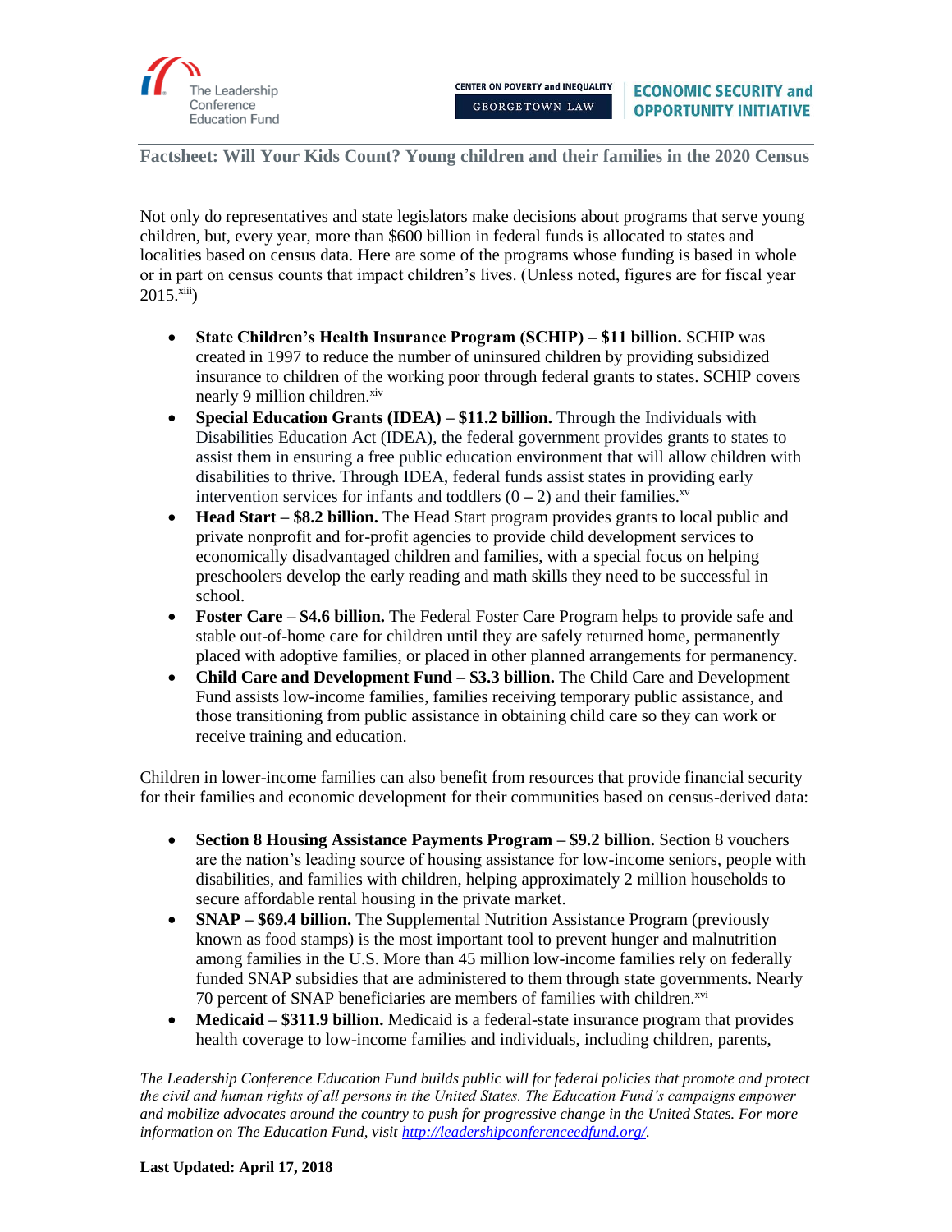Factsheet: Will Your Kids Count? Young children and their families in the 2020 Census

Not only do representatives and state legislators make decisions about programs that serve young children, but, every year, more than $600 billion in federal funds is allocated to states and localities based on census data. Here are some of the programs whose funding is based in whole or in part on census counts that impact children's lives. (Unless noted, figures are for fiscal year 2015.[xiii])

- **State Children's Health Insurance Program (SCHIP) – $11 billion.** SCHIP was created in 1997 to reduce the number of uninsured children by providing subsidized insurance to children of the working poor through federal grants to states. SCHIP covers nearly 9 million children.[xiv]
- **Special Education Grants (IDEA) – $11.2 billion.** Through the Individuals with Disabilities Education Act (IDEA), the federal government provides grants to states to assist them in ensuring a free public education environment that will allow children with disabilities to thrive. Through IDEA, federal funds assist states in providing early intervention services for infants and toddlers (0 – 2) and their families.[xv]
- **Head Start – $8.2 billion.** The Head Start program provides grants to local public and private nonprofit and for-profit agencies to provide child development services to economically disadvantaged children and families, with a special focus on helping preschoolers develop the early reading and math skills they need to be successful in school.
- **Foster Care – $4.6 billion.** The Federal Foster Care Program helps to provide safe and stable out-of-home care for children until they are safely returned home, permanently placed with adoptive families, or placed in other planned arrangements for permanency.
- **Child Care and Development Fund – $3.3 billion.** The Child Care and Development Fund assists low-income families, families receiving temporary public assistance, and those transitioning from public assistance in obtaining child care so they can work or receive training and education.

Children in lower-income families can also benefit from resources that provide financial security for their families and economic development for their communities based on census-derived data:

- **Section 8 Housing Assistance Payments Program – $9.2 billion.** Section 8 vouchers are the nation's leading source of housing assistance for low-income seniors, people with disabilities, and families with children, helping approximately 2 million households to secure affordable rental housing in the private market.
- **SNAP – $69.4 billion.** The Supplemental Nutrition Assistance Program (previously known as food stamps) is the most important tool to prevent hunger and malnutrition among families in the U.S. More than 45 million low-income families rely on federally funded SNAP subsidies that are administered to them through state governments. Nearly 70 percent of SNAP beneficiaries are members of families with children.[xvi]
- **Medicaid – $311.9 billion.** Medicaid is a federal-state insurance program that provides health coverage to low-income families and individuals, including children, parents,

*The Leadership Conference Education Fund builds public will for federal policies that promote and protect the civil and human rights of all persons in the United States. The Education Fund's campaigns empower and mobilize advocates around the country to push for progressive change in the United States. For more information on The Education Fund, visit [http://leadershipconferenceedfund.org/](http://leadershipconferenceedfund.org/).*

**Last Updated: April 17, 2018**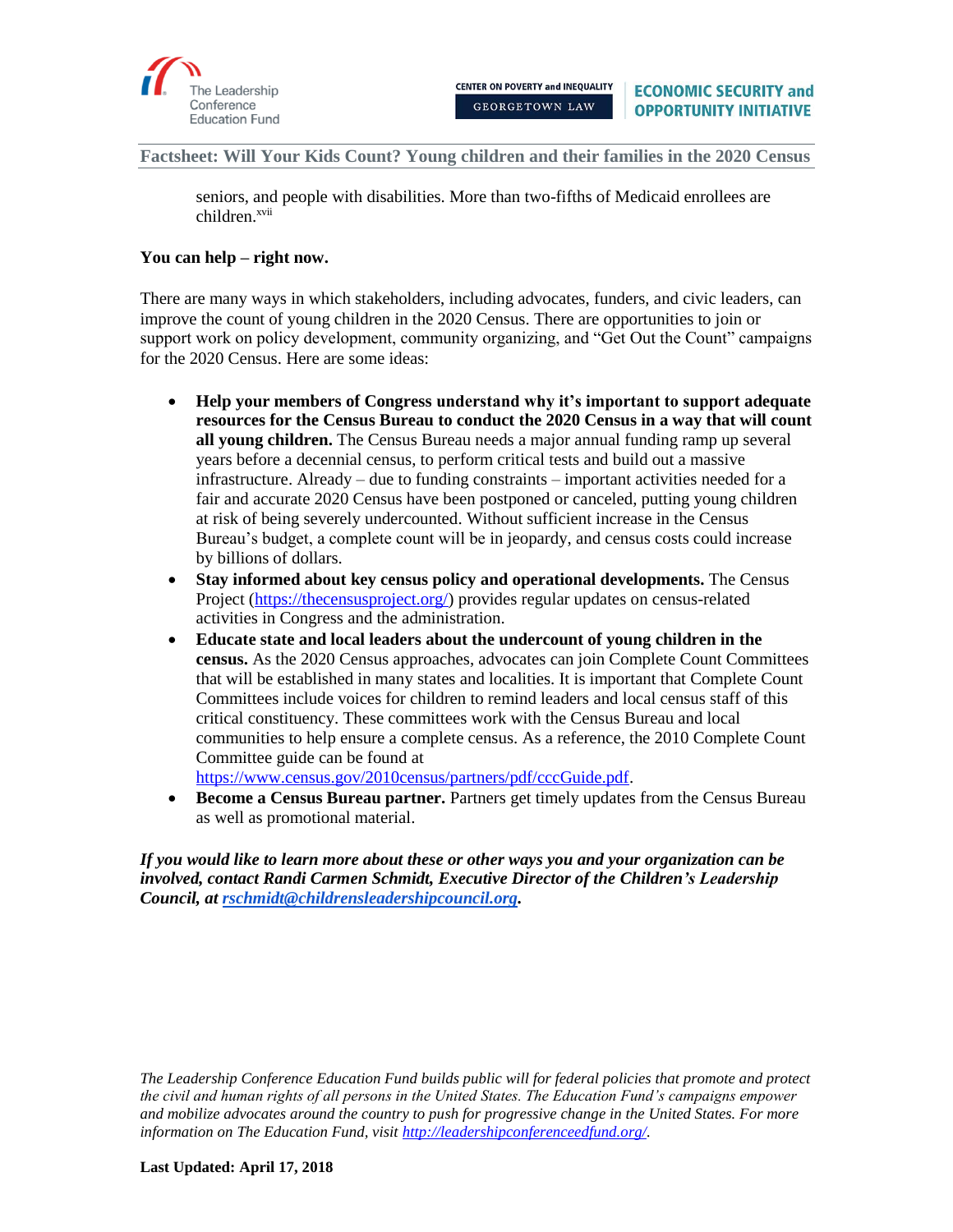seniors, and people with disabilities. More than two-fifths of Medicaid enrollees are children.[xvii]

**You can help – right now.**

There are many ways in which stakeholders, including advocates, funders, and civic leaders, can improve the count of young children in the 2020 Census. There are opportunities to join or support work on policy development, community organizing, and "Get Out the Count" campaigns for the 2020 Census. Here are some ideas:

- **Help your members of Congress understand why it's important to support adequate resources for the Census Bureau to conduct the 2020 Census in a way that will count all young children.** The Census Bureau needs a major annual funding ramp up several years before a decennial census, to perform critical tests and build out a massive infrastructure. Already – due to funding constraints – important activities needed for a fair and accurate 2020 Census have been postponed or canceled, putting young children at risk of being severely undercounted. Without sufficient increase in the Census Bureau's budget, a complete count will be in jeopardy, and census costs could increase by billions of dollars.
- **Stay informed about key census policy and operational developments.** The Census Project (https://thecensusproject.org/) provides regular updates on census-related activities in Congress and the administration.
- **Educate state and local leaders about the undercount of young children in the census.** As the 2020 Census approaches, advocates can join Complete Count Committees that will be established in many states and localities. It is important that Complete Count Committees include voices for children to remind leaders and local census staff of this critical constituency. These committees work with the Census Bureau and local communities to help ensure a complete census. As a reference, the 2010 Complete Count Committee guide can be found at https://www.census.gov/2010census/partners/pdf/cccGuide.pdf.
- **Become a Census Bureau partner.** Partners get timely updates from the Census Bureau as well as promotional material.

***If you would like to learn more about these or other ways you and your organization can be involved, contact Randi Carmen Schmidt, Executive Director of the Children's Leadership Council, at rschmidt@childrensleadershipcouncil.org.***

*The Leadership Conference Education Fund builds public will for federal policies that promote and protect the civil and human rights of all persons in the United States. The Education Fund's campaigns empower and mobilize advocates around the country to push for progressive change in the United States. For more information on The Education Fund, visit http://leadershipconferenceedfund.org/.*

**Last Updated: April 17, 2018**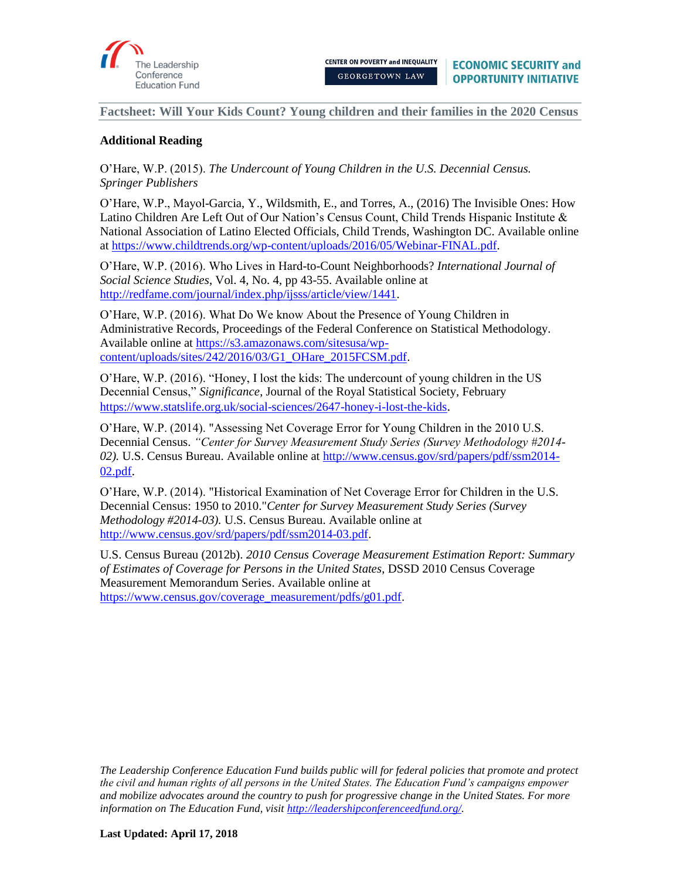## Additional Reading

O'Hare, W.P. (2015). *The Undercount of Young Children in the U.S. Decennial Census. Springer Publishers*

O'Hare, W.P., Mayol-Garcia, Y., Wildsmith, E., and Torres, A., (2016) The Invisible Ones: How Latino Children Are Left Out of Our Nation's Census Count, Child Trends Hispanic Institute & National Association of Latino Elected Officials, Child Trends, Washington DC. Available online at https://www.childtrends.org/wp-content/uploads/2016/05/Webinar-FINAL.pdf.

O'Hare, W.P. (2016). Who Lives in Hard-to-Count Neighborhoods? *International Journal of Social Science Studies*, Vol. 4, No. 4, pp 43-55. Available online at http://redfame.com/journal/index.php/ijsss/article/view/1441.

O'Hare, W.P. (2016). What Do We know About the Presence of Young Children in Administrative Records, Proceedings of the Federal Conference on Statistical Methodology. Available online at https://s3.amazonaws.com/sitesusa/wp-content/uploads/sites/242/2016/03/G1_OHare_2015FCSM.pdf.

O'Hare, W.P. (2016). "Honey, I lost the kids: The undercount of young children in the US Decennial Census," *Significance*, Journal of the Royal Statistical Society, February https://www.statslife.org.uk/social-sciences/2647-honey-i-lost-the-kids.

O'Hare, W.P. (2014). "Assessing Net Coverage Error for Young Children in the 2010 U.S. Decennial Census. *"Center for Survey Measurement Study Series (Survey Methodology #2014-02).* U.S. Census Bureau. Available online at http://www.census.gov/srd/papers/pdf/ssm2014-02.pdf.

O'Hare, W.P. (2014). "Historical Examination of Net Coverage Error for Children in the U.S. Decennial Census: 1950 to 2010."*Center for Survey Measurement Study Series (Survey Methodology #2014-03).* U.S. Census Bureau. Available online at http://www.census.gov/srd/papers/pdf/ssm2014-03.pdf.

U.S. Census Bureau (2012b). *2010 Census Coverage Measurement Estimation Report: Summary of Estimates of Coverage for Persons in the United States*, DSSD 2010 Census Coverage Measurement Memorandum Series. Available online at https://www.census.gov/coverage_measurement/pdfs/g01.pdf.

*The Leadership Conference Education Fund builds public will for federal policies that promote and protect the civil and human rights of all persons in the United States. The Education Fund's campaigns empower and mobilize advocates around the country to push for progressive change in the United States. For more information on The Education Fund, visit http://leadershipconferenceedfund.org/.*

**Last Updated: April 17, 2018**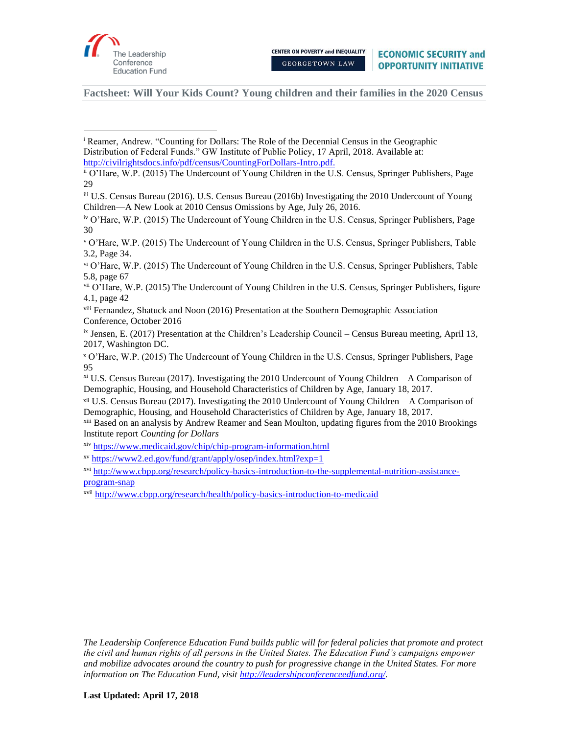[i] Reamer, Andrew. "Counting for Dollars: The Role of the Decennial Census in the Geographic Distribution of Federal Funds." GW Institute of Public Policy, 17 April, 2018. Available at: http://civilrightsdocs.info/pdf/census/CountingForDollars-Intro.pdf.

[ii] O'Hare, W.P. (2015) The Undercount of Young Children in the U.S. Census, Springer Publishers, Page 29

[iii] U.S. Census Bureau (2016). U.S. Census Bureau (2016b) Investigating the 2010 Undercount of Young Children—A New Look at 2010 Census Omissions by Age, July 26, 2016.

[iv] O'Hare, W.P. (2015) The Undercount of Young Children in the U.S. Census, Springer Publishers, Page 30

[v] O'Hare, W.P. (2015) The Undercount of Young Children in the U.S. Census, Springer Publishers, Table 3.2, Page 34.

[vi] O'Hare, W.P. (2015) The Undercount of Young Children in the U.S. Census, Springer Publishers, Table 5.8, page 67

[vii] O'Hare, W.P. (2015) The Undercount of Young Children in the U.S. Census, Springer Publishers, figure 4.1, page 42

[viii] Fernandez, Shatuck and Noon (2016) Presentation at the Southern Demographic Association Conference, October 2016

[ix] Jensen, E. (2017) Presentation at the Children's Leadership Council – Census Bureau meeting, April 13, 2017, Washington DC.

[x] O'Hare, W.P. (2015) The Undercount of Young Children in the U.S. Census, Springer Publishers, Page 95

[xi] U.S. Census Bureau (2017). Investigating the 2010 Undercount of Young Children – A Comparison of Demographic, Housing, and Household Characteristics of Children by Age, January 18, 2017.

[xii] U.S. Census Bureau (2017). Investigating the 2010 Undercount of Young Children – A Comparison of Demographic, Housing, and Household Characteristics of Children by Age, January 18, 2017.

[xiii] Based on an analysis by Andrew Reamer and Sean Moulton, updating figures from the 2010 Brookings Institute report *Counting for Dollars*

[xiv] https://www.medicaid.gov/chip/chip-program-information.html

[xv] https://www2.ed.gov/fund/grant/apply/osep/index.html?exp=1

[xvi] http://www.cbpp.org/research/policy-basics-introduction-to-the-supplemental-nutrition-assistance-program-snap

[xvii] http://www.cbpp.org/research/health/policy-basics-introduction-to-medicaid

*The Leadership Conference Education Fund builds public will for federal policies that promote and protect the civil and human rights of all persons in the United States. The Education Fund's campaigns empower and mobilize advocates around the country to push for progressive change in the United States. For more information on The Education Fund, visit http://leadershipconferenceedfund.org/.*

**Last Updated: April 17, 2018**